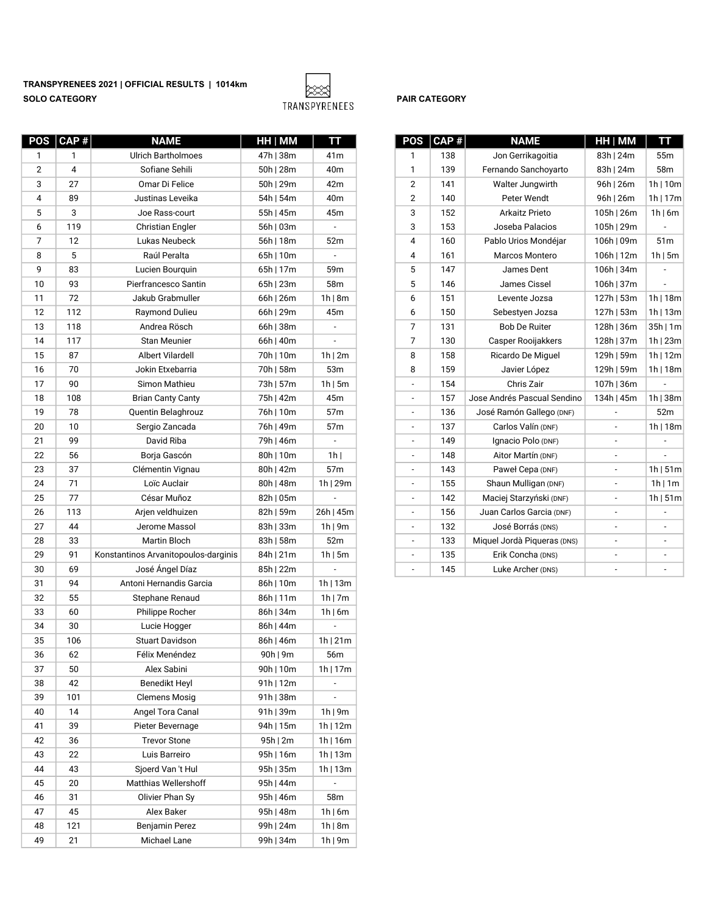**TRANSPYRENEES 2021 | OFFICIAL RESULTS | 1014km**

TRANSPYRENEES

## SOLO CATEGORY

| POS | CAP # | NAME | HH \| MM | TT |
|---|---|---|---|---|
| 1 | 1 | Ulrich Bartholmoes | 47h \| 38m | 41m |
| 2 | 4 | Sofiane Sehili | 50h \| 28m | 40m |
| 3 | 27 | Omar Di Felice | 50h \| 29m | 42m |
| 4 | 89 | Justinas Leveika | 54h \| 54m | 40m |
| 5 | 3 | Joe Rass-court | 55h \| 45m | 45m |
| 6 | 119 | Christian Engler | 56h \| 03m | - |
| 7 | 12 | Lukas Neubeck | 56h \| 18m | 52m |
| 8 | 5 | Raúl Peralta | 65h \| 10m | - |
| 9 | 83 | Lucien Bourquin | 65h \| 17m | 59m |
| 10 | 93 | Pierfrancesco Santin | 65h \| 23m | 58m |
| 11 | 72 | Jakub Grabmuller | 66h \| 26m | 1h \| 8m |
| 12 | 112 | Raymond Dulieu | 66h \| 29m | 45m |
| 13 | 118 | Andrea Rösch | 66h \| 38m | - |
| 14 | 117 | Stan Meunier | 66h \| 40m | - |
| 15 | 87 | Albert Vilardell | 70h \| 10m | 1h \| 2m |
| 16 | 70 | Jokin Etxebarria | 70h \| 58m | 53m |
| 17 | 90 | Simon Mathieu | 73h \| 57m | 1h \| 5m |
| 18 | 108 | Brian Canty Canty | 75h \| 42m | 45m |
| 19 | 78 | Quentin Belaghrouz | 76h \| 10m | 57m |
| 20 | 10 | Sergio Zancada | 76h \| 49m | 57m |
| 21 | 99 | David Riba | 79h \| 46m | - |
| 22 | 56 | Borja Gascón | 80h \| 10m | 1h \| |
| 23 | 37 | Clémentin Vignau | 80h \| 42m | 57m |
| 24 | 71 | Loïc Auclair | 80h \| 48m | 1h \| 29m |
| 25 | 77 | César Muñoz | 82h \| 05m | - |
| 26 | 113 | Arjen veldhuizen | 82h \| 59m | 26h \| 45m |
| 27 | 44 | Jerome Massol | 83h \| 33m | 1h \| 9m |
| 28 | 33 | Martin Bloch | 83h \| 58m | 52m |
| 29 | 91 | Konstantinos Arvanitopoulos-darginis | 84h \| 21m | 1h \| 5m |
| 30 | 69 | José Ángel Díaz | 85h \| 22m | - |
| 31 | 94 | Antoni Hernandis Garcia | 86h \| 10m | 1h \| 13m |
| 32 | 55 | Stephane Renaud | 86h \| 11m | 1h \| 7m |
| 33 | 60 | Philippe Rocher | 86h \| 34m | 1h \| 6m |
| 34 | 30 | Lucie Hogger | 86h \| 44m | - |
| 35 | 106 | Stuart Davidson | 86h \| 46m | 1h \| 21m |
| 36 | 62 | Félix Menéndez | 90h \| 9m | 56m |
| 37 | 50 | Alex Sabini | 90h \| 10m | 1h \| 17m |
| 38 | 42 | Benedikt Heyl | 91h \| 12m | - |
| 39 | 101 | Clemens Mosig | 91h \| 38m | - |
| 40 | 14 | Angel Tora Canal | 91h \| 39m | 1h \| 9m |
| 41 | 39 | Pieter Bevernage | 94h \| 15m | 1h \| 12m |
| 42 | 36 | Trevor Stone | 95h \| 2m | 1h \| 16m |
| 43 | 22 | Luis Barreiro | 95h \| 16m | 1h \| 13m |
| 44 | 43 | Sjoerd Van 't Hul | 95h \| 35m | 1h \| 13m |
| 45 | 20 | Matthias Wellershoff | 95h \| 44m | - |
| 46 | 31 | Olivier Phan Sy | 95h \| 46m | 58m |
| 47 | 45 | Alex Baker | 95h \| 48m | 1h \| 6m |
| 48 | 121 | Benjamin Perez | 99h \| 24m | 1h \| 8m |
| 49 | 21 | Michael Lane | 99h \| 34m | 1h \| 9m |

## PAIR CATEGORY

| POS | CAP # | NAME | HH \| MM | TT |
|---|---|---|---|---|
| 1 | 138 | Jon Gerrikagoitia | 83h \| 24m | 55m |
| 1 | 139 | Fernando Sanchoyarto | 83h \| 24m | 58m |
| 2 | 141 | Walter Jungwirth | 96h \| 26m | 1h \| 10m |
| 2 | 140 | Peter Wendt | 96h \| 26m | 1h \| 17m |
| 3 | 152 | Arkaitz Prieto | 105h \| 26m | 1h \| 6m |
| 3 | 153 | Joseba Palacios | 105h \| 29m | - |
| 4 | 160 | Pablo Urios Mondéjar | 106h \| 09m | 51m |
| 4 | 161 | Marcos Montero | 106h \| 12m | 1h \| 5m |
| 5 | 147 | James Dent | 106h \| 34m | - |
| 5 | 146 | James Cissel | 106h \| 37m | - |
| 6 | 151 | Levente Jozsa | 127h \| 53m | 1h \| 18m |
| 6 | 150 | Sebestyen Jozsa | 127h \| 53m | 1h \| 13m |
| 7 | 131 | Bob De Ruiter | 128h \| 36m | 35h \| 1m |
| 7 | 130 | Casper Rooijakkers | 128h \| 37m | 1h \| 23m |
| 8 | 158 | Ricardo De Miguel | 129h \| 59m | 1h \| 12m |
| 8 | 159 | Javier López | 129h \| 59m | 1h \| 18m |
| - | 154 | Chris Zair | 107h \| 36m | - |
| - | 157 | Jose Andrés Pascual Sendino | 134h \| 45m | 1h \| 38m |
| - | 136 | José Ramón Gallego (DNF) | - | 52m |
| - | 137 | Carlos Valín (DNF) | - | 1h \| 18m |
| - | 149 | Ignacio Polo (DNF) | - | - |
| - | 148 | Aitor Martín (DNF) | - | - |
| - | 143 | Paweł Cepa (DNF) | - | 1h \| 51m |
| - | 155 | Shaun Mulligan (DNF) | - | 1h \| 1m |
| - | 142 | Maciej Starzyński (DNF) | - | 1h \| 51m |
| - | 156 | Juan Carlos Garcia (DNF) | - | - |
| - | 132 | José Borrás (DNS) | - | - |
| - | 133 | Miquel Jordà Piqueras (DNS) | - | - |
| - | 135 | Erik Concha (DNS) | - | - |
| - | 145 | Luke Archer (DNS) | - | - |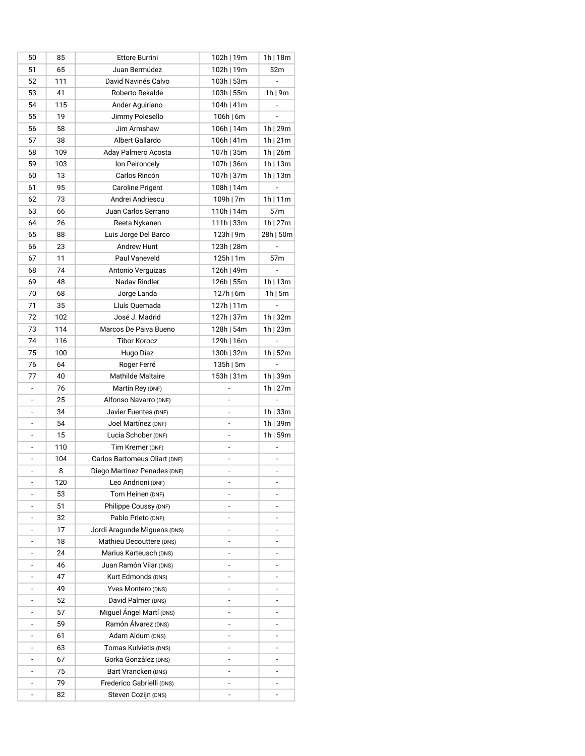| | | | | |
|---|---|---|---|---|
| 50 | 85 | Ettore Burrini | 102h \| 19m | 1h \| 18m |
| 51 | 65 | Juan Bermúdez | 102h \| 19m | 52m |
| 52 | 111 | David Navinés Calvo | 103h \| 53m | - |
| 53 | 41 | Roberto Rekalde | 103h \| 55m | 1h \| 9m |
| 54 | 115 | Ander Aguiriano | 104h \| 41m | - |
| 55 | 19 | Jimmy Polesello | 106h \| 6m | - |
| 56 | 58 | Jim Armshaw | 106h \| 14m | 1h \| 29m |
| 57 | 38 | Albert Gallardo | 106h \| 41m | 1h \| 21m |
| 58 | 109 | Aday Palmero Acosta | 107h \| 35m | 1h \| 26m |
| 59 | 103 | Ion Peironcely | 107h \| 36m | 1h \| 13m |
| 60 | 13 | Carlos Rincón | 107h \| 37m | 1h \| 13m |
| 61 | 95 | Caroline Prigent | 108h \| 14m | - |
| 62 | 73 | Andrei Andriescu | 109h \| 7m | 1h \| 11m |
| 63 | 66 | Juan Carlos Serrano | 110h \| 14m | 57m |
| 64 | 26 | Reeta Nykanen | 111h \| 33m | 1h \| 27m |
| 65 | 88 | Luis Jorge Del Barco | 123h \| 9m | 28h \| 50m |
| 66 | 23 | Andrew Hunt | 123h \| 28m | - |
| 67 | 11 | Paul Vaneveld | 125h \| 1m | 57m |
| 68 | 74 | Antonio Verguizas | 126h \| 49m | - |
| 69 | 48 | Nadav Rindler | 126h \| 55m | 1h \| 13m |
| 70 | 68 | Jorge Landa | 127h \| 6m | 1h \| 5m |
| 71 | 35 | Lluís Quemada | 127h \| 11m | - |
| 72 | 102 | José J. Madrid | 127h \| 37m | 1h \| 32m |
| 73 | 114 | Marcos De Paiva Bueno | 128h \| 54m | 1h \| 23m |
| 74 | 116 | Tibor Korocz | 129h \| 16m | - |
| 75 | 100 | Hugo Díaz | 130h \| 32m | 1h \| 52m |
| 76 | 64 | Roger Ferré | 135h \| 5m | - |
| 77 | 40 | Mathilde Maltaire | 153h \| 31m | 1h \| 39m |
| - | 76 | Martín Rey (DNF) | - | 1h \| 27m |
| - | 25 | Alfonso Navarro (DNF) | - | - |
| - | 34 | Javier Fuentes (DNF) | - | 1h \| 33m |
| - | 54 | Joel Martínez (DNF) | - | 1h \| 39m |
| - | 15 | Lucia Schober (DNF) | - | 1h \| 59m |
| - | 110 | Tim Kremer (DNF) | - | - |
| - | 104 | Carlos Bartomeus Oliart (DNF) | - | - |
| - | 8 | Diego Martinez Penades (DNF) | - | - |
| - | 120 | Leo Andrioni (DNF) | - | - |
| - | 53 | Tom Heinen (DNF) | - | - |
| - | 51 | Philippe Coussy (DNF) | - | - |
| - | 32 | Pablo Prieto (DNF) | - | - |
| - | 17 | Jordi Aragunde Miguens (DNS) | - | - |
| - | 18 | Mathieu Decouttere (DNS) | - | - |
| - | 24 | Marius Karteusch (DNS) | - | - |
| - | 46 | Juan Ramón Vilar (DNS) | - | - |
| - | 47 | Kurt Edmonds (DNS) | - | - |
| - | 49 | Yves Montero (DNS) | - | - |
| - | 52 | David Palmer (DNS) | - | - |
| - | 57 | Miguel Ángel Martí (DNS) | - | - |
| - | 59 | Ramón Álvarez (DNS) | - | - |
| - | 61 | Adam Aldum (DNS) | - | - |
| - | 63 | Tomas Kulvietis (DNS) | - | - |
| - | 67 | Gorka González (DNS) | - | - |
| - | 75 | Bart Vrancken (DNS) | - | - |
| - | 79 | Frederico Gabrielli (DNS) | - | - |
| - | 82 | Steven Cozijn (DNS) | - | - |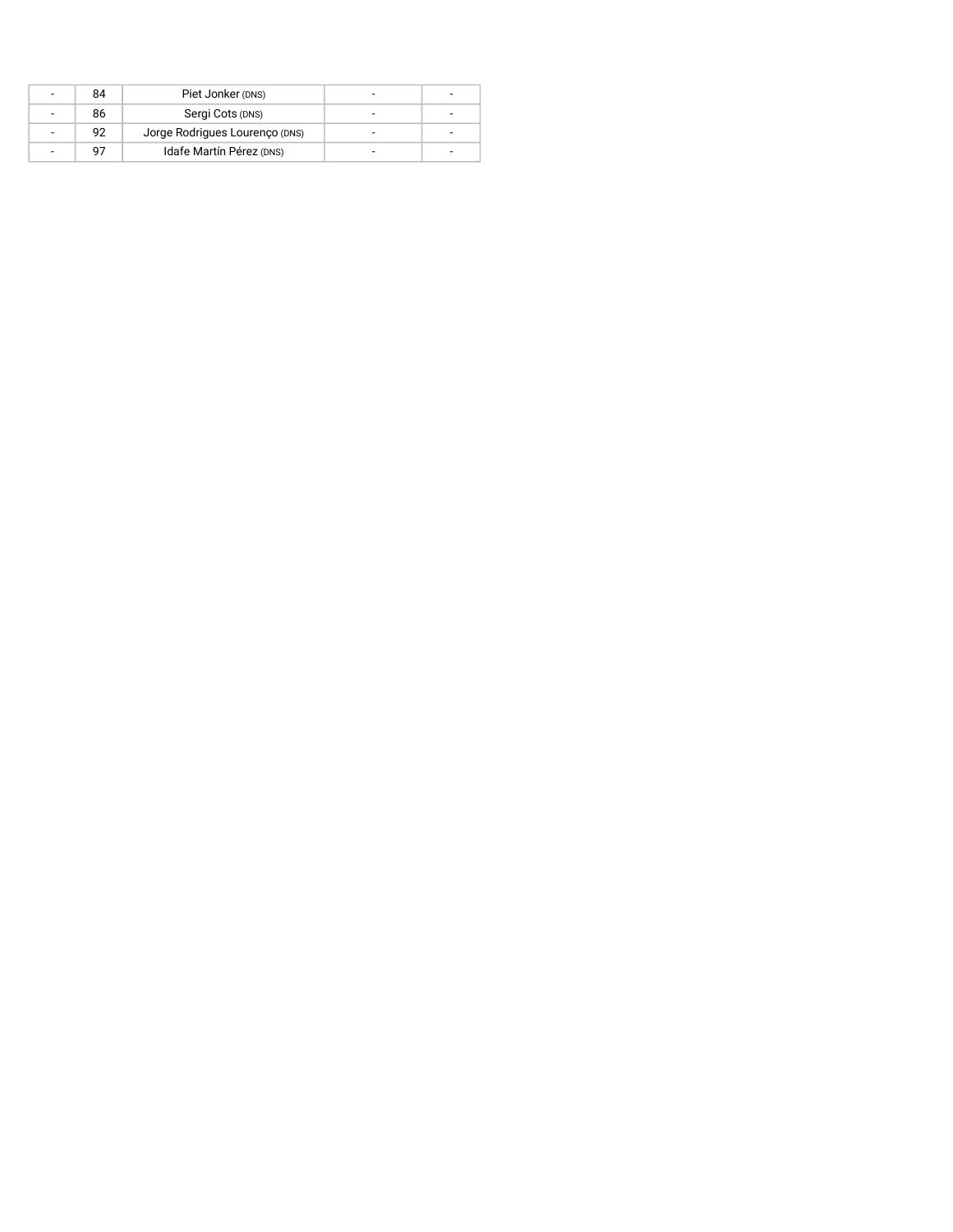| | | | | |
|---|---|---|---|---|
| - | 84 | Piet Jonker (DNS) | - | - |
| - | 86 | Sergi Cots (DNS) | - | - |
| - | 92 | Jorge Rodrigues Lourenço (DNS) | - | - |
| - | 97 | Idafe Martín Pérez (DNS) | - | - |